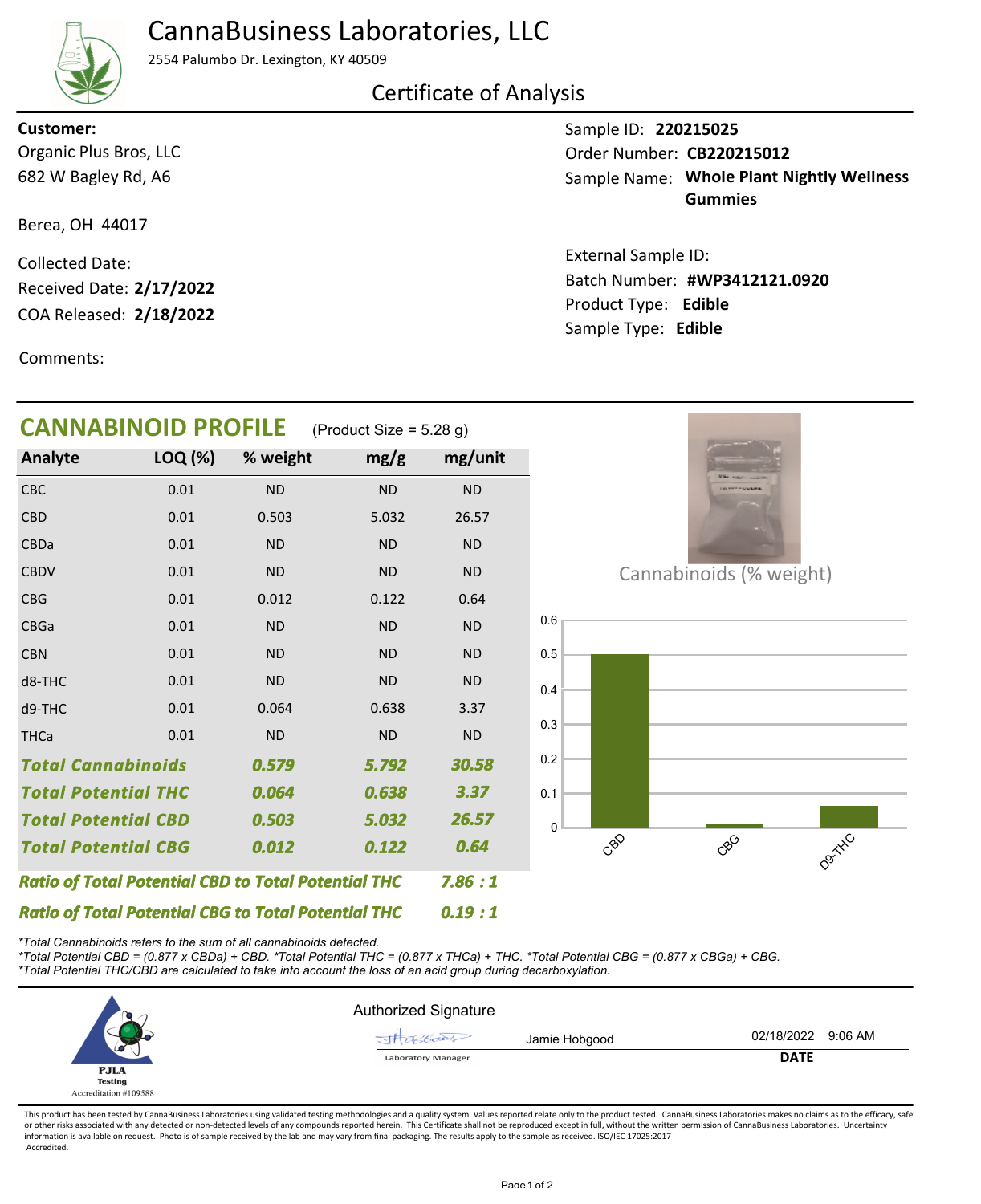# CannaBusiness Laboratories, LLC

2554 Palumbo Dr. Lexington, KY 40509

## Certificate of Analysis

**Customer:**
Organic Plus Bros, LLC
682 W Bagley Rd, A6

Berea, OH 44017

Collected Date:
Received Date: **2/17/2022**
COA Released: **2/18/2022**

Comments:

Sample ID: **220215025**
Order Number: **CB220215012**
Sample Name: **Whole Plant Nightly Wellness Gummies**

External Sample ID:
Batch Number: **#WP3412121.0920**
Product Type: **Edible**
Sample Type: **Edible**

## CANNABINOID PROFILE (Product Size = 5.28 g)

| Analyte | LOQ (%) | % weight | mg/g | mg/unit |
|---|---|---|---|---|
| CBC | 0.01 | ND | ND | ND |
| CBD | 0.01 | 0.503 | 5.032 | 26.57 |
| CBDa | 0.01 | ND | ND | ND |
| CBDV | 0.01 | ND | ND | ND |
| CBG | 0.01 | 0.012 | 0.122 | 0.64 |
| CBGa | 0.01 | ND | ND | ND |
| CBN | 0.01 | ND | ND | ND |
| d8-THC | 0.01 | ND | ND | ND |
| d9-THC | 0.01 | 0.064 | 0.638 | 3.37 |
| THCa | 0.01 | ND | ND | ND |
| ***Total Cannabinoids*** | | ***0.579*** | ***5.792*** | ***30.58*** |
| ***Total Potential THC*** | | ***0.064*** | ***0.638*** | ***3.37*** |
| ***Total Potential CBD*** | | ***0.503*** | ***5.032*** | ***26.57*** |
| ***Total Potential CBG*** | | ***0.012*** | ***0.122*** | ***0.64*** |

***Ratio of Total Potential CBD to Total Potential THC*** ***7.86 : 1***

***Ratio of Total Potential CBG to Total Potential THC*** ***0.19 : 1***

Cannabinoids (% weight)

| Cannabinoid | % weight |
|---|---|
| CBD | 0.503 |
| CBG | 0.012 |
| D9-THC | 0.064 |

*\*Total Cannabinoids refers to the sum of all cannabinoids detected.*
*\*Total Potential CBD = (0.877 x CBDa) + CBD. \*Total Potential THC = (0.877 x THCa) + THC. \*Total Potential CBG = (0.877 x CBGa) + CBG.*
*\*Total Potential THC/CBD are calculated to take into account the loss of an acid group during decarboxylation.*

PJLA Testing
Accreditation #109588

Authorized Signature

Jamie Hobgood — Laboratory Manager

02/18/2022 9:06 AM
**DATE**

This product has been tested by CannaBusiness Laboratories using validated testing methodologies and a quality system. Values reported relate only to the product tested. CannaBusiness Laboratories makes no claims as to the efficacy, safe or other risks associated with any detected or non-detected levels of any compounds reported herein. This Certificate shall not be reproduced except in full, without the written permission of CannaBusiness Laboratories. Uncertainty information is available on request. Photo is of sample received by the lab and may vary from final packaging. The results apply to the sample as received. ISO/IEC 17025:2017 Accredited.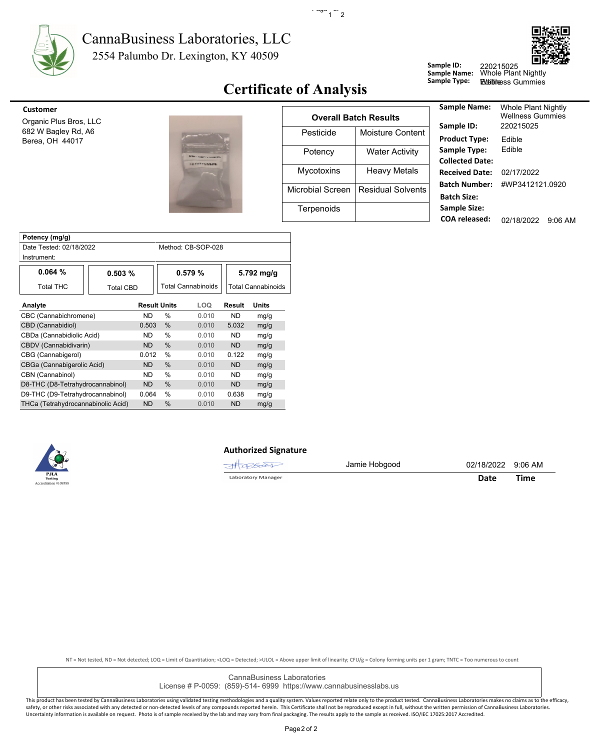# CannaBusiness Laboratories, LLC

2554 Palumbo Dr. Lexington, KY 40509

**Sample ID:** 220215025
**Sample Name:** Whole Plant Nightly Wellness Gummies
**Sample Type:** Edible

## Certificate of Analysis

**Customer**

Organic Plus Bros, LLC
682 W Bagley Rd, A6
Berea, OH 44017

| Overall Batch Results | |
|---|---|
| Pesticide | Moisture Content |
| Potency | Water Activity |
| Mycotoxins | Heavy Metals |
| Microbial Screen | Residual Solvents |
| Terpenoids | |

| | |
|---|---|
| **Sample Name:** | Whole Plant Nightly Wellness Gummies |
| **Sample ID:** | 220215025 |
| **Product Type:** | Edible |
| **Sample Type:** | Edible |
| **Collected Date:** | |
| **Received Date:** | 02/17/2022 |
| **Batch Number:** | #WP3412121.0920 |
| **Batch Size:** | |
| **Sample Size:** | |
| **COA released:** | 02/18/2022 9:06 AM |

### Potency (mg/g)

Date Tested: 02/18/2022
Method: CB-SOP-028
Instrument:

| 0.064 % | 0.503 % | 0.579 % | 5.792 mg/g |
|---|---|---|---|
| Total THC | Total CBD | Total Cannabinoids | Total Cannabinoids |

| Analyte | Result | Units | LOQ | Result | Units |
|---|---|---|---|---|---|
| CBC (Cannabichromene) | ND | % | 0.010 | ND | mg/g |
| CBD (Cannabidiol) | 0.503 | % | 0.010 | 5.032 | mg/g |
| CBDa (Cannabidiolic Acid) | ND | % | 0.010 | ND | mg/g |
| CBDV (Cannabidivarin) | ND | % | 0.010 | ND | mg/g |
| CBG (Cannabigerol) | 0.012 | % | 0.010 | 0.122 | mg/g |
| CBGa (Cannabigerolic Acid) | ND | % | 0.010 | ND | mg/g |
| CBN (Cannabinol) | ND | % | 0.010 | ND | mg/g |
| D8-THC (D8-Tetrahydrocannabinol) | ND | % | 0.010 | ND | mg/g |
| D9-THC (D9-Tetrahydrocannabinol) | 0.064 | % | 0.010 | 0.638 | mg/g |
| THCa (Tetrahydrocannabinolic Acid) | ND | % | 0.010 | ND | mg/g |

PJLA Testing Accreditation #109588

**Authorized Signature**

| | | | |
|---|---|---|---|
| Laboratory Manager | Jamie Hobgood | 02/18/2022 | 9:06 AM |
| | | **Date** | **Time** |

NT = Not tested, ND = Not detected; LOQ = Limit of Quantitation; <LOQ = Detected; >ULOL = Above upper limit of linearity; CFU/g = Colony forming units per 1 gram; TNTC = Too numerous to count

CannaBusiness Laboratories
License # P-0059: (859)-514- 6999 https://www.cannabusinesslabs.us

This product has been tested by CannaBusiness Laboratories using validated testing methodologies and a quality system. Values reported relate only to the product tested. CannaBusiness Laboratories makes no claims as to the efficacy, safety, or other risks associated with any detected or non-detected levels of any compounds reported herein. This Certificate shall not be reproduced except in full, without the written permission of CannaBusiness Laboratories. Uncertainty information is available on request. Photo is of sample received by the lab and may vary from final packaging. The results apply to the sample as received. ISO/IEC 17025:2017 Accredited.